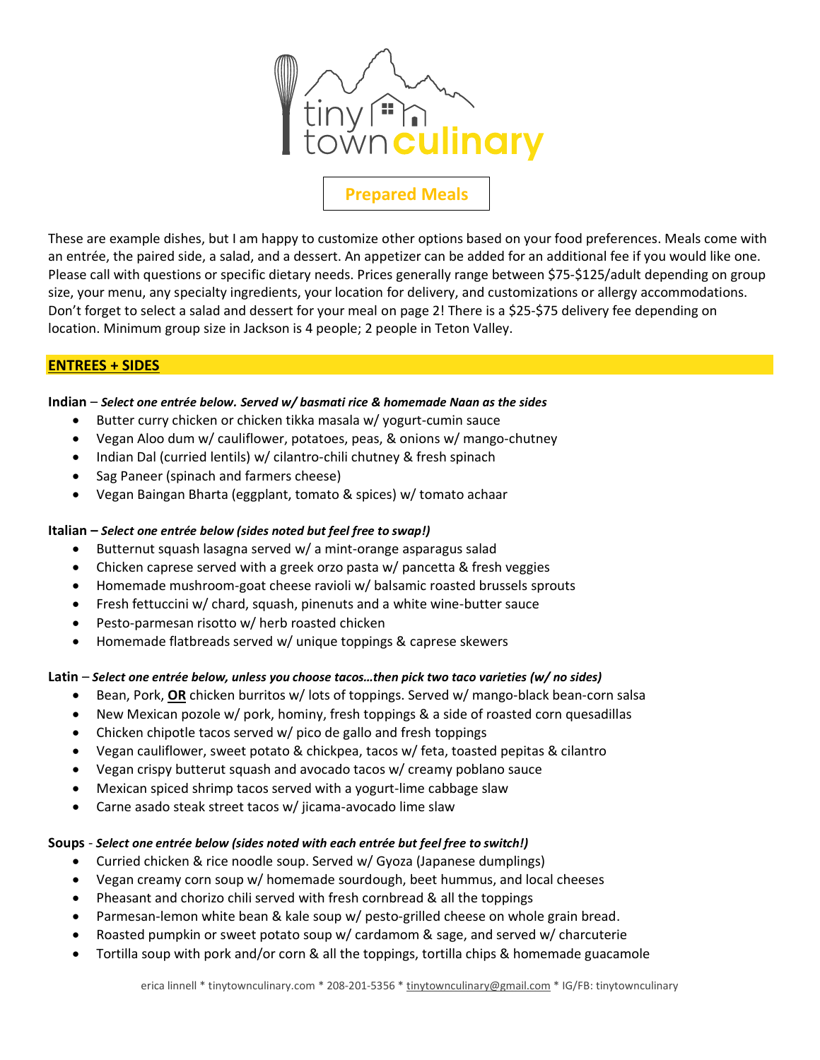# tiny town culinary

## Prepared Meals

These are example dishes, but I am happy to customize other options based on your food preferences. Meals come with an entrée, the paired side, a salad, and a dessert. An appetizer can be added for an additional fee if you would like one. Please call with questions or specific dietary needs. Prices generally range between $75-$125/adult depending on group size, your menu, any specialty ingredients, your location for delivery, and customizations or allergy accommodations. Don't forget to select a salad and dessert for your meal on page 2! There is a $25-$75 delivery fee depending on location. Minimum group size in Jackson is 4 people; 2 people in Teton Valley.

## ENTREES + SIDES

**Indian** – ***Select one entrée below. Served w/ basmati rice & homemade Naan as the sides***

- Butter curry chicken or chicken tikka masala w/ yogurt-cumin sauce
- Vegan Aloo dum w/ cauliflower, potatoes, peas, & onions w/ mango-chutney
- Indian Dal (curried lentils) w/ cilantro-chili chutney & fresh spinach
- Sag Paneer (spinach and farmers cheese)
- Vegan Baingan Bharta (eggplant, tomato & spices) w/ tomato achaar

**Italian –** ***Select one entrée below (sides noted but feel free to swap!)***

- Butternut squash lasagna served w/ a mint-orange asparagus salad
- Chicken caprese served with a greek orzo pasta w/ pancetta & fresh veggies
- Homemade mushroom-goat cheese ravioli w/ balsamic roasted brussels sprouts
- Fresh fettuccini w/ chard, squash, pinenuts and a white wine-butter sauce
- Pesto-parmesan risotto w/ herb roasted chicken
- Homemade flatbreads served w/ unique toppings & caprese skewers

**Latin** – ***Select one entrée below, unless you choose tacos…then pick two taco varieties (w/ no sides)***

- Bean, Pork, **OR** chicken burritos w/ lots of toppings. Served w/ mango-black bean-corn salsa
- New Mexican pozole w/ pork, hominy, fresh toppings & a side of roasted corn quesadillas
- Chicken chipotle tacos served w/ pico de gallo and fresh toppings
- Vegan cauliflower, sweet potato & chickpea, tacos w/ feta, toasted pepitas & cilantro
- Vegan crispy butterut squash and avocado tacos w/ creamy poblano sauce
- Mexican spiced shrimp tacos served with a yogurt-lime cabbage slaw
- Carne asado steak street tacos w/ jicama-avocado lime slaw

**Soups** - ***Select one entrée below (sides noted with each entrée but feel free to switch!)***

- Curried chicken & rice noodle soup. Served w/ Gyoza (Japanese dumplings)
- Vegan creamy corn soup w/ homemade sourdough, beet hummus, and local cheeses
- Pheasant and chorizo chili served with fresh cornbread & all the toppings
- Parmesan-lemon white bean & kale soup w/ pesto-grilled cheese on whole grain bread.
- Roasted pumpkin or sweet potato soup w/ cardamom & sage, and served w/ charcuterie
- Tortilla soup with pork and/or corn & all the toppings, tortilla chips & homemade guacamole

erica linnell * tinytownculinary.com * 208-201-5356 * tinytownculinary@gmail.com * IG/FB: tinytownculinary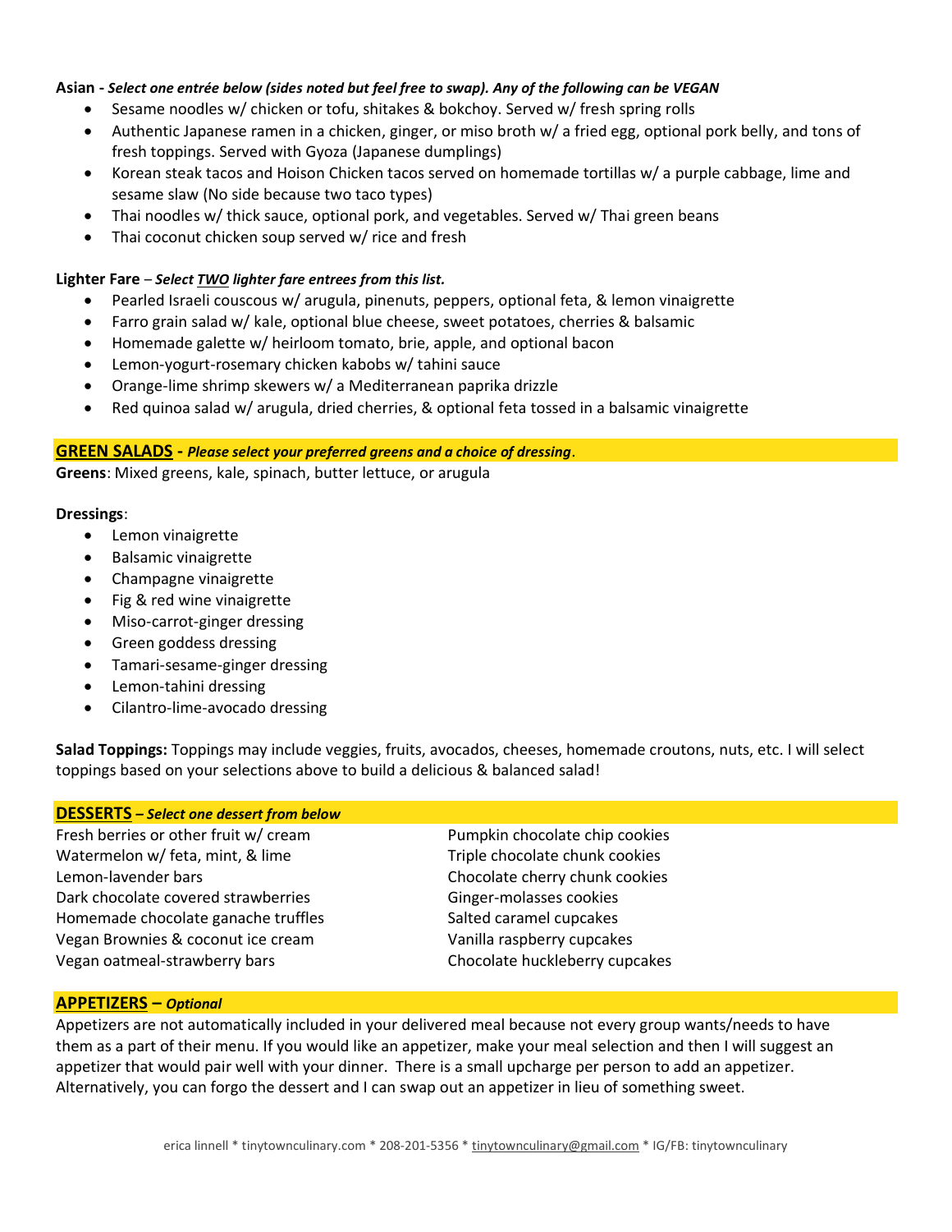**Asian** - ***Select one entrée below (sides noted but feel free to swap). Any of the following can be VEGAN***

- Sesame noodles w/ chicken or tofu, shitakes & bokchoy. Served w/ fresh spring rolls
- Authentic Japanese ramen in a chicken, ginger, or miso broth w/ a fried egg, optional pork belly, and tons of fresh toppings. Served with Gyoza (Japanese dumplings)
- Korean steak tacos and Hoison Chicken tacos served on homemade tortillas w/ a purple cabbage, lime and sesame slaw (No side because two taco types)
- Thai noodles w/ thick sauce, optional pork, and vegetables. Served w/ Thai green beans
- Thai coconut chicken soup served w/ rice and fresh

**Lighter Fare** – ***Select TWO lighter fare entrees from this list.***

- Pearled Israeli couscous w/ arugula, pinenuts, peppers, optional feta, & lemon vinaigrette
- Farro grain salad w/ kale, optional blue cheese, sweet potatoes, cherries & balsamic
- Homemade galette w/ heirloom tomato, brie, apple, and optional bacon
- Lemon-yogurt-rosemary chicken kabobs w/ tahini sauce
- Orange-lime shrimp skewers w/ a Mediterranean paprika drizzle
- Red quinoa salad w/ arugula, dried cherries, & optional feta tossed in a balsamic vinaigrette

## GREEN SALADS - *Please select your preferred greens and a choice of dressing*.

**Greens**: Mixed greens, kale, spinach, butter lettuce, or arugula

**Dressings**:

- Lemon vinaigrette
- Balsamic vinaigrette
- Champagne vinaigrette
- Fig & red wine vinaigrette
- Miso-carrot-ginger dressing
- Green goddess dressing
- Tamari-sesame-ginger dressing
- Lemon-tahini dressing
- Cilantro-lime-avocado dressing

**Salad Toppings:** Toppings may include veggies, fruits, avocados, cheeses, homemade croutons, nuts, etc. I will select toppings based on your selections above to build a delicious & balanced salad!

## DESSERTS – *Select one dessert from below*

Fresh berries or other fruit w/ cream
Watermelon w/ feta, mint, & lime
Lemon-lavender bars
Dark chocolate covered strawberries
Homemade chocolate ganache truffles
Vegan Brownies & coconut ice cream
Vegan oatmeal-strawberry bars
Pumpkin chocolate chip cookies
Triple chocolate chunk cookies
Chocolate cherry chunk cookies
Ginger-molasses cookies
Salted caramel cupcakes
Vanilla raspberry cupcakes
Chocolate huckleberry cupcakes

## APPETIZERS – *Optional*

Appetizers are not automatically included in your delivered meal because not every group wants/needs to have them as a part of their menu. If you would like an appetizer, make your meal selection and then I will suggest an appetizer that would pair well with your dinner. There is a small upcharge per person to add an appetizer. Alternatively, you can forgo the dessert and I can swap out an appetizer in lieu of something sweet.

erica linnell * tinytownculinary.com * 208-201-5356 * tinytownculinary@gmail.com * IG/FB: tinytownculinary